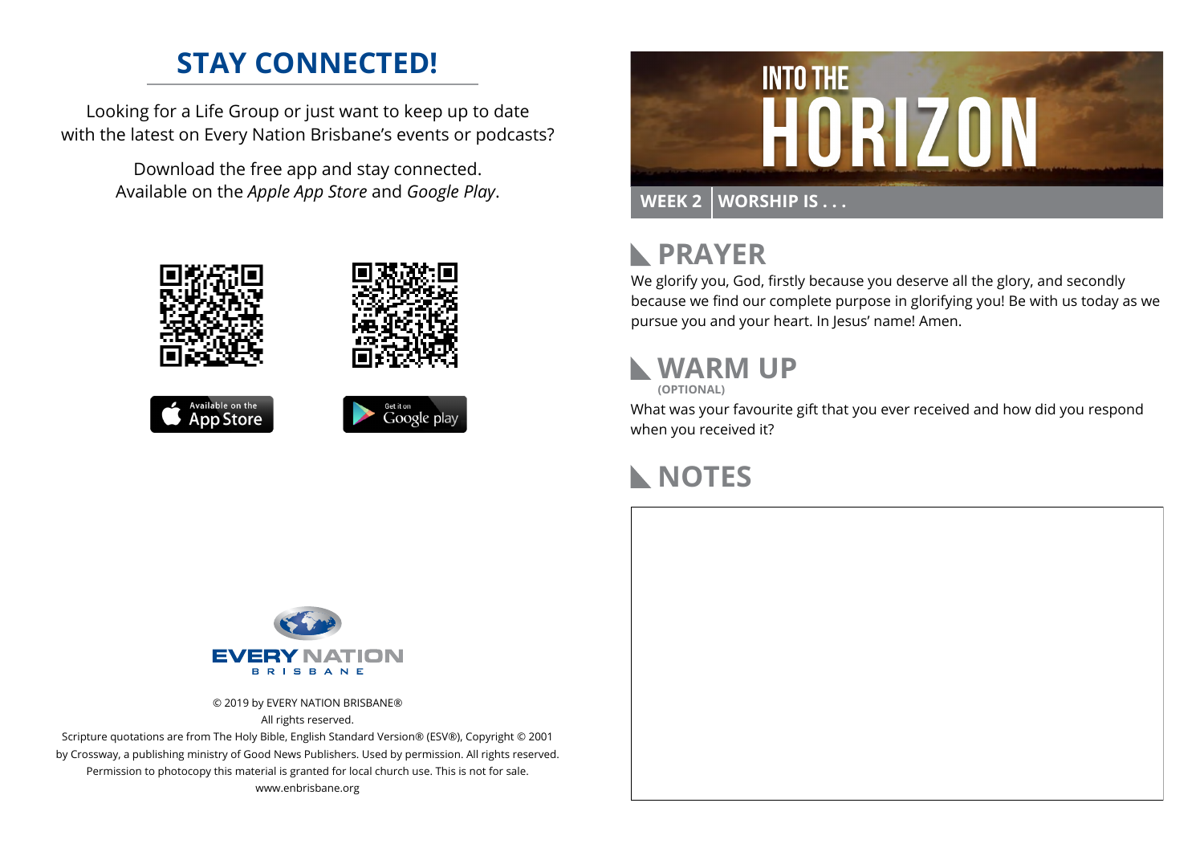## STAY CONNECTED!

Looking for a Life Group or just want to keep up to date with the latest on Every Nation Brisbane's events or podcasts?

Download the free app and stay connected. Available on the *Apple App Store* and *Google Play*.

Available on the App Store

Get it on Google play

EVERY NATION BRISBANE

© 2019 by EVERY NATION BRISBANE®
All rights reserved.
Scripture quotations are from The Holy Bible, English Standard Version® (ESV®), Copyright © 2001 by Crossway, a publishing ministry of Good News Publishers. Used by permission. All rights reserved.
Permission to photocopy this material is granted for local church use. This is not for sale.
www.enbrisbane.org

# INTO THE HORIZON

**WEEK 2 | WORSHIP IS . . .**

## PRAYER

We glorify you, God, firstly because you deserve all the glory, and secondly because we find our complete purpose in glorifying you! Be with us today as we pursue you and your heart. In Jesus' name! Amen.

## WARM UP

**(OPTIONAL)**

What was your favourite gift that you ever received and how did you respond when you received it?

## NOTES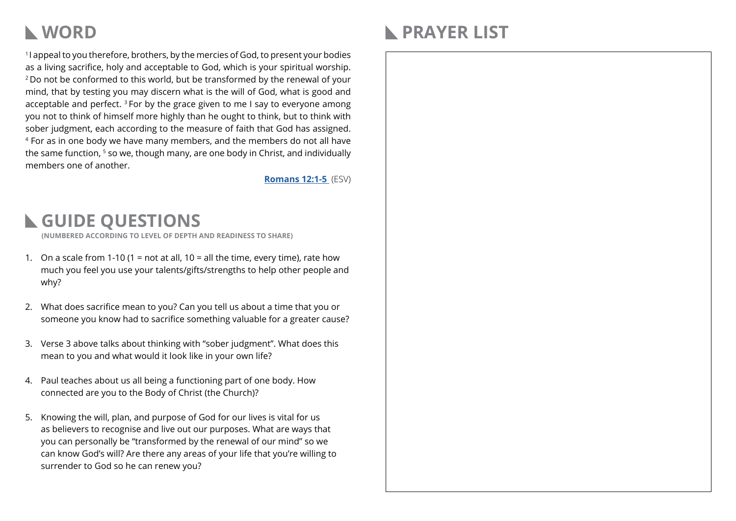## WORD

[1] I appeal to you therefore, brothers, by the mercies of God, to present your bodies as a living sacrifice, holy and acceptable to God, which is your spiritual worship. [2] Do not be conformed to this world, but be transformed by the renewal of your mind, that by testing you may discern what is the will of God, what is good and acceptable and perfect. [3] For by the grace given to me I say to everyone among you not to think of himself more highly than he ought to think, but to think with sober judgment, each according to the measure of faith that God has assigned. [4] For as in one body we have many members, and the members do not all have the same function, [5] so we, though many, are one body in Christ, and individually members one of another.

**Romans 12:1-5** (ESV)

## GUIDE QUESTIONS

**(NUMBERED ACCORDING TO LEVEL OF DEPTH AND READINESS TO SHARE)**

1. On a scale from 1-10 (1 = not at all, 10 = all the time, every time), rate how much you feel you use your talents/gifts/strengths to help other people and why?

2. What does sacrifice mean to you? Can you tell us about a time that you or someone you know had to sacrifice something valuable for a greater cause?

3. Verse 3 above talks about thinking with "sober judgment". What does this mean to you and what would it look like in your own life?

4. Paul teaches about us all being a functioning part of one body. How connected are you to the Body of Christ (the Church)?

5. Knowing the will, plan, and purpose of God for our lives is vital for us as believers to recognise and live out our purposes. What are ways that you can personally be "transformed by the renewal of our mind" so we can know God's will? Are there any areas of your life that you're willing to surrender to God so he can renew you?

## PRAYER LIST